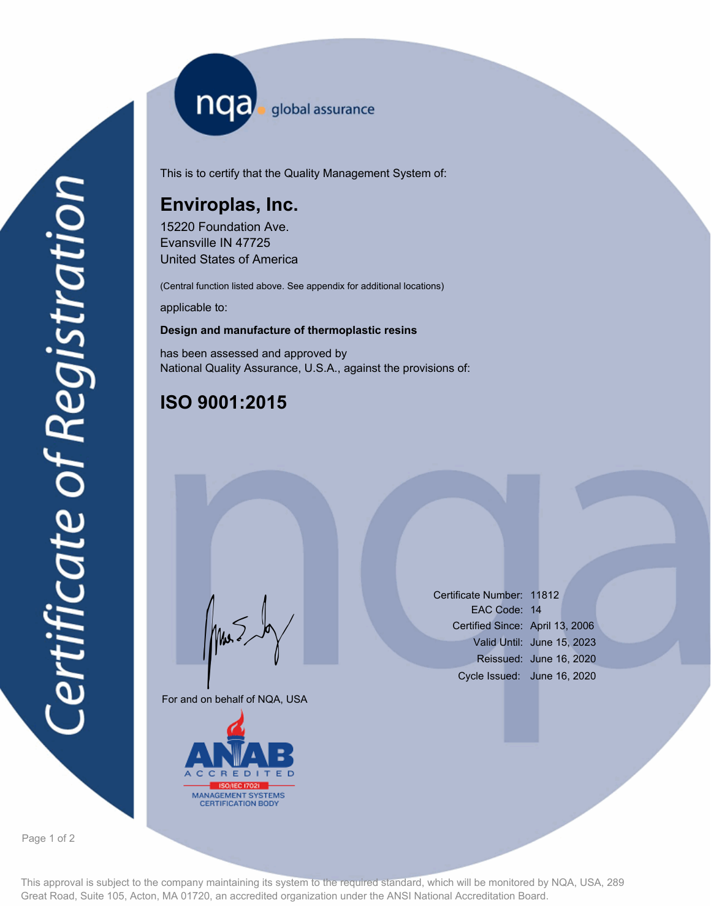# Certificate of Registration

nqa global assurance

This is to certify that the Quality Management System of:

## Enviroplas, Inc.

15220 Foundation Ave.
Evansville IN 47725
United States of America

(Central function listed above. See appendix for additional locations)

applicable to:

**Design and manufacture of thermoplastic resins**

has been assessed and approved by
National Quality Assurance, U.S.A., against the provisions of:

## ISO 9001:2015

For and on behalf of NQA, USA

| | |
|---|---|
| Certificate Number: | 11812 |
| EAC Code: | 14 |
| Certified Since: | April 13, 2006 |
| Valid Until: | June 15, 2023 |
| Reissued: | June 16, 2020 |
| Cycle Issued: | June 16, 2020 |

ANAB ACCREDITED
ISO/IEC 17021
MANAGEMENT SYSTEMS CERTIFICATION BODY

This approval is subject to the company maintaining its system to the required standard, which will be monitored by NQA, USA, 289 Great Road, Suite 105, Acton, MA 01720, an accredited organization under the ANSI National Accreditation Board.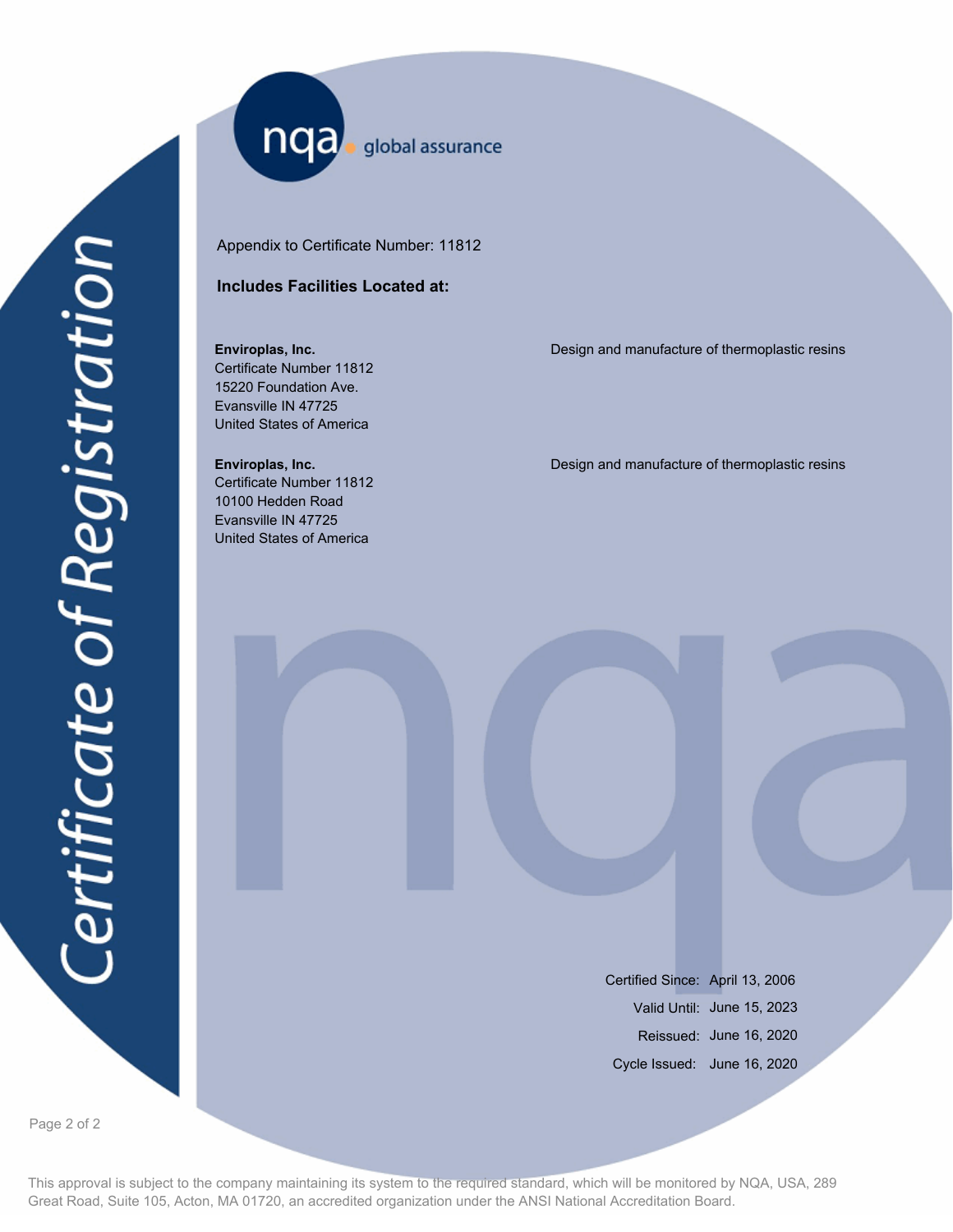Certificate of Registration

nqa global assurance

Appendix to Certificate Number: 11812

**Includes Facilities Located at:**

| | |
|---|---|
| **Enviroplas, Inc.**<br>Certificate Number 11812<br>15220 Foundation Ave.<br>Evansville IN 47725<br>United States of America | Design and manufacture of thermoplastic resins |
| **Enviroplas, Inc.**<br>Certificate Number 11812<br>10100 Hedden Road<br>Evansville IN 47725<br>United States of America | Design and manufacture of thermoplastic resins |

Certified Since: April 13, 2006

Valid Until: June 15, 2023

Reissued: June 16, 2020

Cycle Issued: June 16, 2020

This approval is subject to the company maintaining its system to the required standard, which will be monitored by NQA, USA, 289 Great Road, Suite 105, Acton, MA 01720, an accredited organization under the ANSI National Accreditation Board.